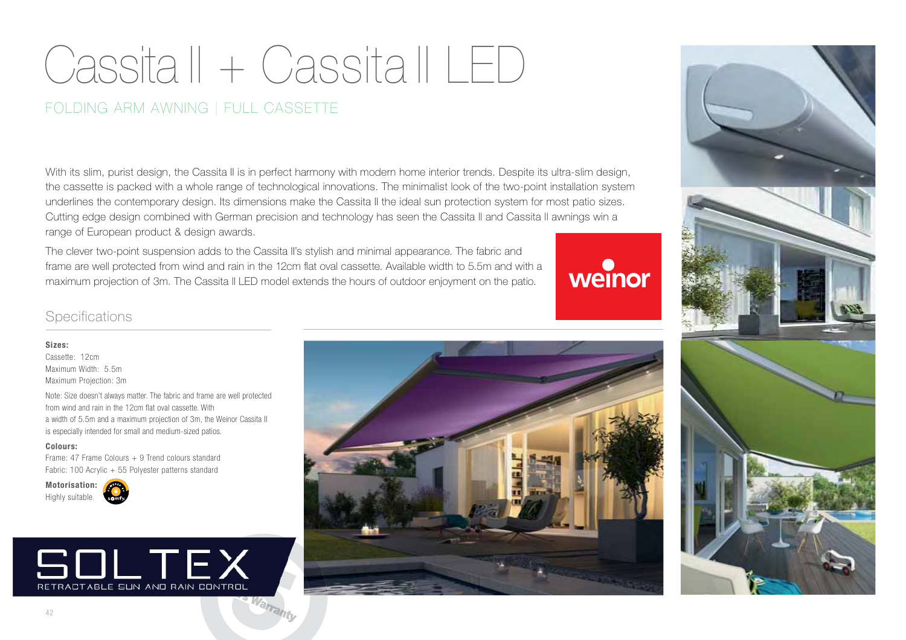# Cassita II + Cassita II LED

## FOLDING ARM AWNING | FULL CASSETTE

With its slim, purist design, the Cassita II is in perfect harmony with modern home interior trends. Despite its ultra-slim design, the cassette is packed with a whole range of technological innovations. The minimalist look of the two-point installation system underlines the contemporary design. Its dimensions make the Cassita II the ideal sun protection system for most patio sizes. Cutting edge design combined with German precision and technology has seen the Cassita II and Cassita II awnings win a range of European product & design awards.

The clever two-point suspension adds to the Cassita II's stylish and minimal appearance. The fabric and frame are well protected from wind and rain in the 12cm flat oval cassette. Available width to 5.5m and with a maximum projection of 3m. The Cassita II LED model extends the hours of outdoor enjoyment on the patio.

weinor

## Specifications

**Sizes:**
Cassette: 12cm
Maximum Width: 5.5m
Maximum Projection: 3m

Note: Size doesn't always matter. The fabric and frame are well protected from wind and rain in the 12cm flat oval cassette. With a width of 5.5m and a maximum projection of 3m, the Weinor Cassita II is especially intended for small and medium-sized patios.

**Colours:**
Frame: 47 Frame Colours + 9 Trend colours standard
Fabric: 100 Acrylic + 55 Polyester patterns standard

**Motorisation:**
Highly suitable.

SOLTEX
RETRACTABLE SUN AND RAIN CONTROL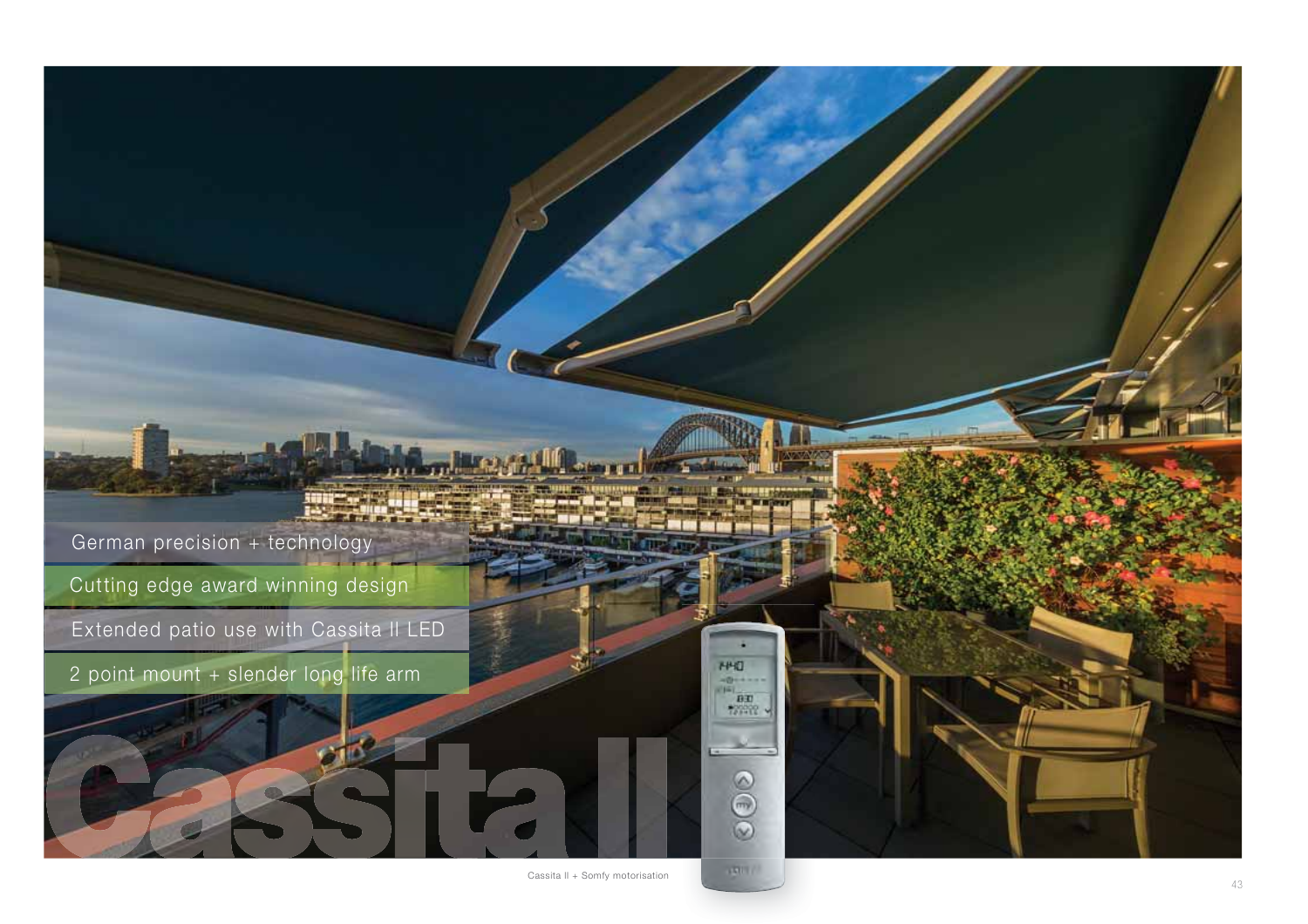German precision + technology

Cutting edge award winning design

Extended patio use with Cassita II LED

2 point mount + slender long life arm

# Cassita II

Cassita II + Somfy motorisation